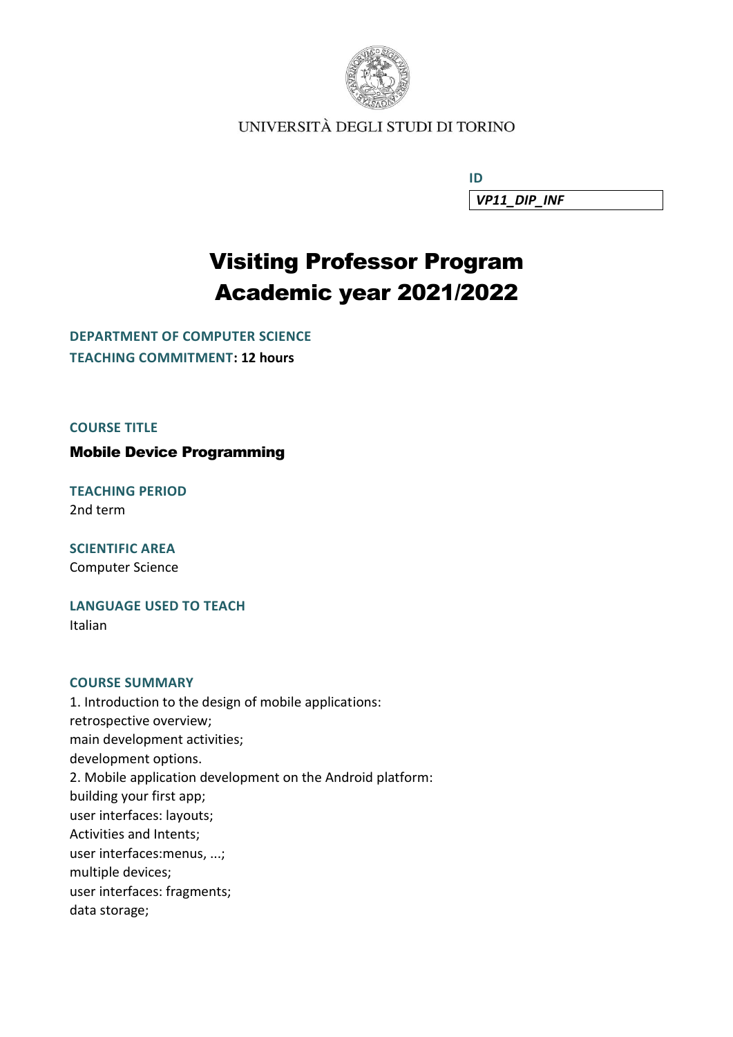UNIVERSITÀ DEGLI STUDI DI TORINO

**ID**

| *VP11_DIP_INF* |
|---|

# Visiting Professor Program
# Academic year 2021/2022

**DEPARTMENT OF COMPUTER SCIENCE**
**TEACHING COMMITMENT: 12 hours**

**COURSE TITLE**

**Mobile Device Programming**

**TEACHING PERIOD**
2nd term

**SCIENTIFIC AREA**
Computer Science

**LANGUAGE USED TO TEACH**
Italian

**COURSE SUMMARY**
1. Introduction to the design of mobile applications:
retrospective overview;
main development activities;
development options.
2. Mobile application development on the Android platform:
building your first app;
user interfaces: layouts;
Activities and Intents;
user interfaces:menus, ...;
multiple devices;
user interfaces: fragments;
data storage;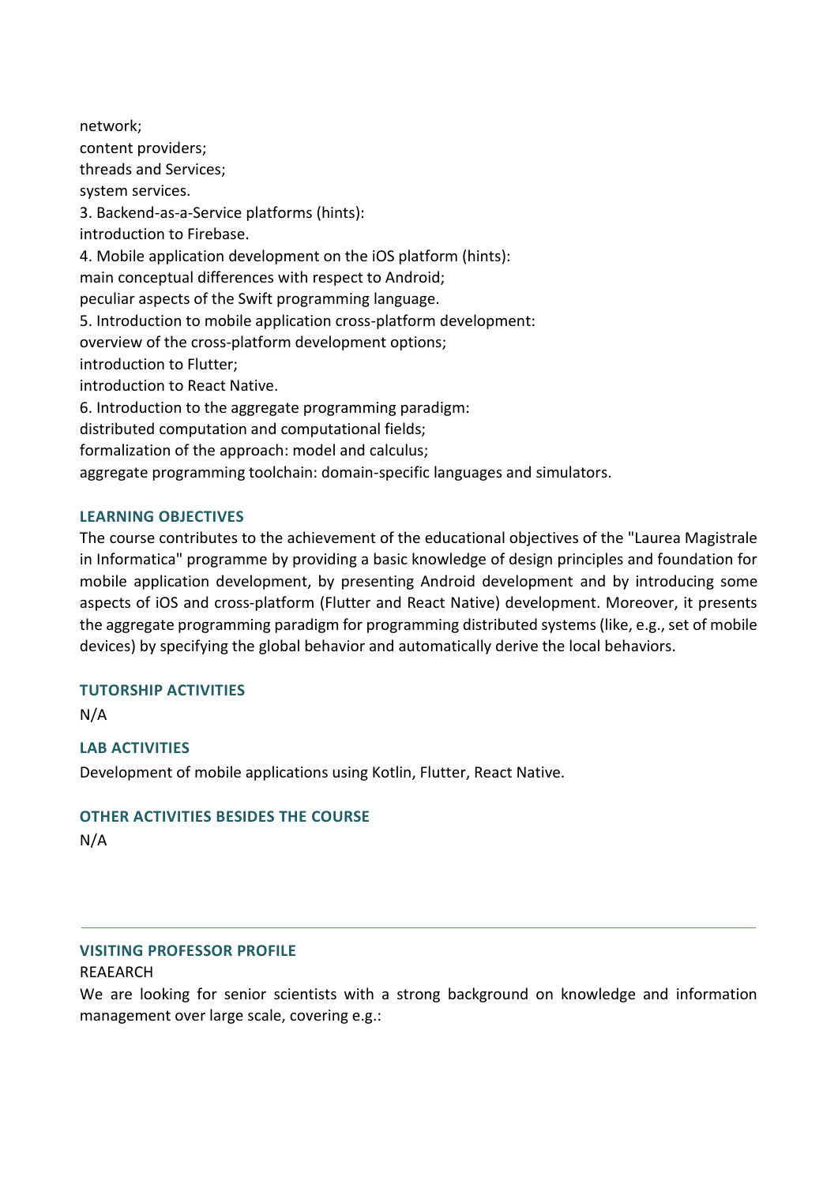network;
content providers;
threads and Services;
system services.
3. Backend-as-a-Service platforms (hints):
introduction to Firebase.
4. Mobile application development on the iOS platform (hints):
main conceptual differences with respect to Android;
peculiar aspects of the Swift programming language.
5. Introduction to mobile application cross-platform development:
overview of the cross-platform development options;
introduction to Flutter;
introduction to React Native.
6. Introduction to the aggregate programming paradigm:
distributed computation and computational fields;
formalization of the approach: model and calculus;
aggregate programming toolchain: domain-specific languages and simulators.

## LEARNING OBJECTIVES

The course contributes to the achievement of the educational objectives of the "Laurea Magistrale in Informatica" programme by providing a basic knowledge of design principles and foundation for mobile application development, by presenting Android development and by introducing some aspects of iOS and cross-platform (Flutter and React Native) development. Moreover, it presents the aggregate programming paradigm for programming distributed systems (like, e.g., set of mobile devices) by specifying the global behavior and automatically derive the local behaviors.

## TUTORSHIP ACTIVITIES

N/A

## LAB ACTIVITIES

Development of mobile applications using Kotlin, Flutter, React Native.

## OTHER ACTIVITIES BESIDES THE COURSE

N/A

---

## VISITING PROFESSOR PROFILE

REAEARCH

We are looking for senior scientists with a strong background on knowledge and information management over large scale, covering e.g.: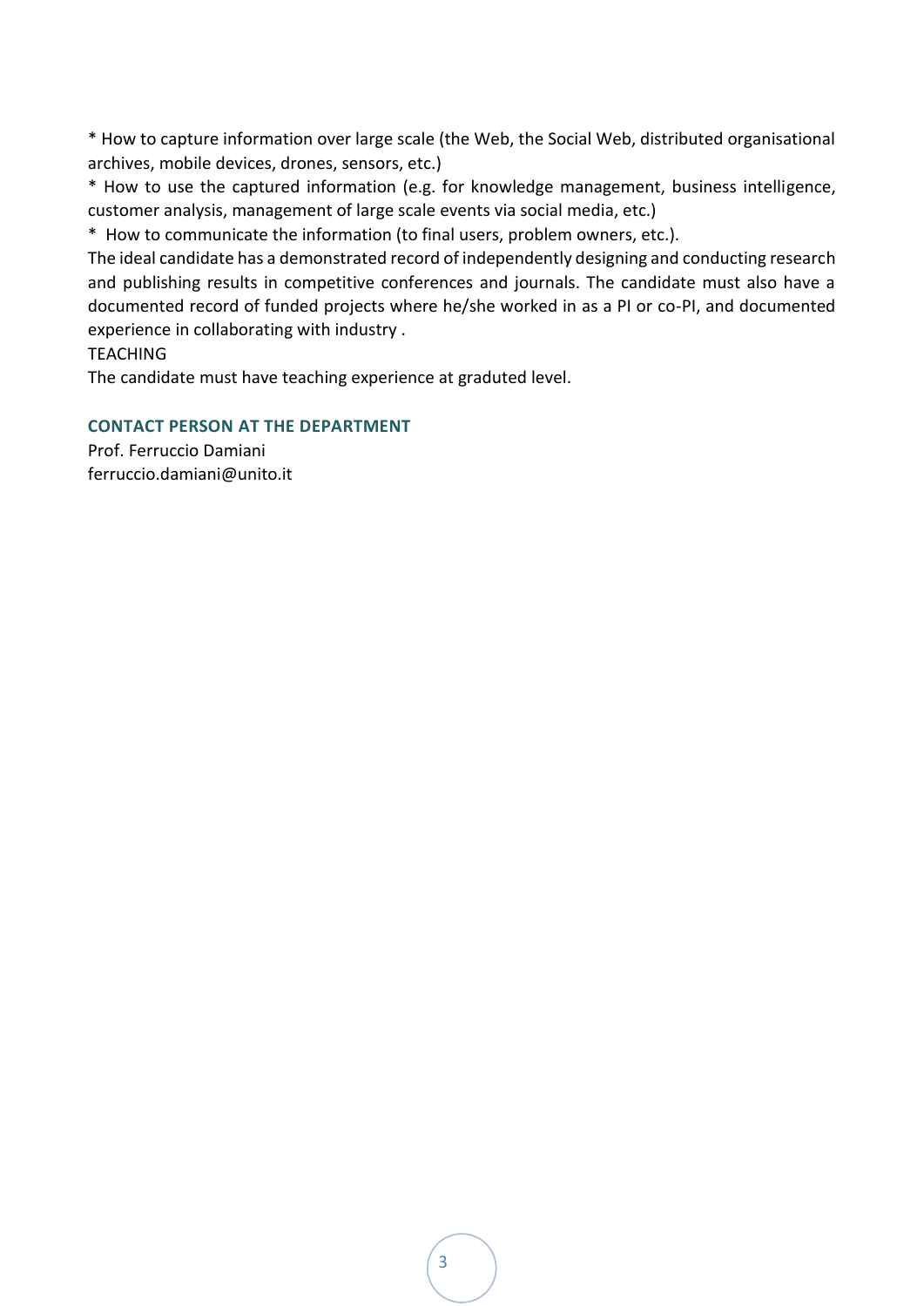* How to capture information over large scale (the Web, the Social Web, distributed organisational archives, mobile devices, drones, sensors, etc.)

* How to use the captured information (e.g. for knowledge management, business intelligence, customer analysis, management of large scale events via social media, etc.)

* How to communicate the information (to final users, problem owners, etc.).

The ideal candidate has a demonstrated record of independently designing and conducting research and publishing results in competitive conferences and journals. The candidate must also have a documented record of funded projects where he/she worked in as a PI or co-PI, and documented experience in collaborating with industry .

TEACHING

The candidate must have teaching experience at graduted level.

### CONTACT PERSON AT THE DEPARTMENT

Prof. Ferruccio Damiani
ferruccio.damiani@unito.it